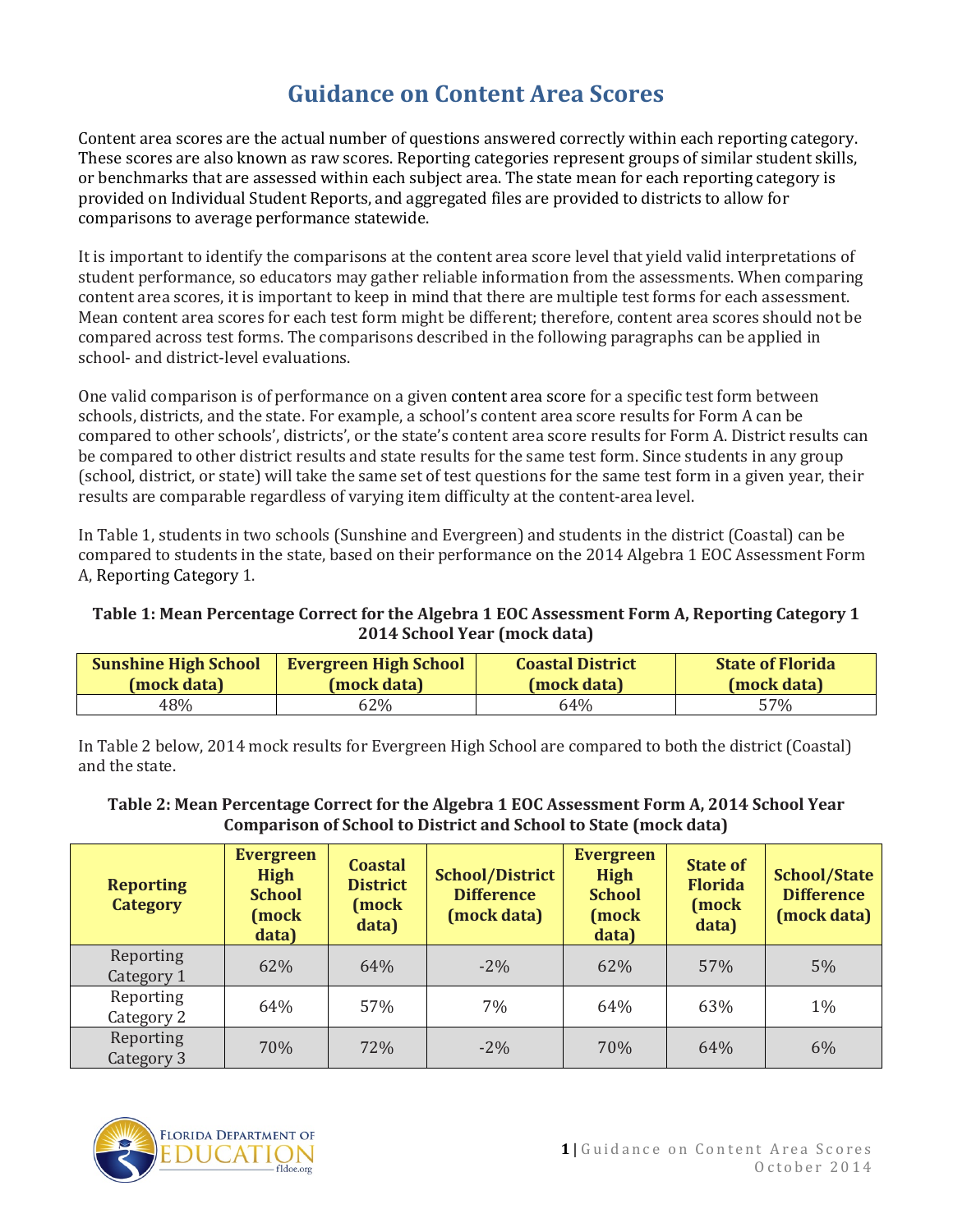# Guidance on Content Area Scores

Content area scores are the actual number of questions answered correctly within each reporting category. These scores are also known as raw scores. Reporting categories represent groups of similar student skills, or benchmarks that are assessed within each subject area. The state mean for each reporting category is provided on Individual Student Reports, and aggregated files are provided to districts to allow for comparisons to average performance statewide.

It is important to identify the comparisons at the content area score level that yield valid interpretations of student performance, so educators may gather reliable information from the assessments. When comparing content area scores, it is important to keep in mind that there are multiple test forms for each assessment. Mean content area scores for each test form might be different; therefore, content area scores should not be compared across test forms. The comparisons described in the following paragraphs can be applied in school- and district-level evaluations.

One valid comparison is of performance on a given content area score for a specific test form between schools, districts, and the state. For example, a school's content area score results for Form A can be compared to other schools', districts', or the state's content area score results for Form A. District results can be compared to other district results and state results for the same test form. Since students in any group (school, district, or state) will take the same set of test questions for the same test form in a given year, their results are comparable regardless of varying item difficulty at the content-area level.

In Table 1, students in two schools (Sunshine and Evergreen) and students in the district (Coastal) can be compared to students in the state, based on their performance on the 2014 Algebra 1 EOC Assessment Form A, Reporting Category 1.

**Table 1: Mean Percentage Correct for the Algebra 1 EOC Assessment Form A, Reporting Category 1 2014 School Year (mock data)**

| Sunshine High School (mock data) | Evergreen High School (mock data) | Coastal District (mock data) | State of Florida (mock data) |
|---|---|---|---|
| 48% | 62% | 64% | 57% |

In Table 2 below, 2014 mock results for Evergreen High School are compared to both the district (Coastal) and the state.

**Table 2: Mean Percentage Correct for the Algebra 1 EOC Assessment Form A, 2014 School Year Comparison of School to District and School to State (mock data)**

| Reporting Category | Evergreen High School (mock data) | Coastal District (mock data) | School/District Difference (mock data) | Evergreen High School (mock data) | State of Florida (mock data) | School/State Difference (mock data) |
|---|---|---|---|---|---|---|
| Reporting Category 1 | 62% | 64% | -2% | 62% | 57% | 5% |
| Reporting Category 2 | 64% | 57% | 7% | 64% | 63% | 1% |
| Reporting Category 3 | 70% | 72% | -2% | 70% | 64% | 6% |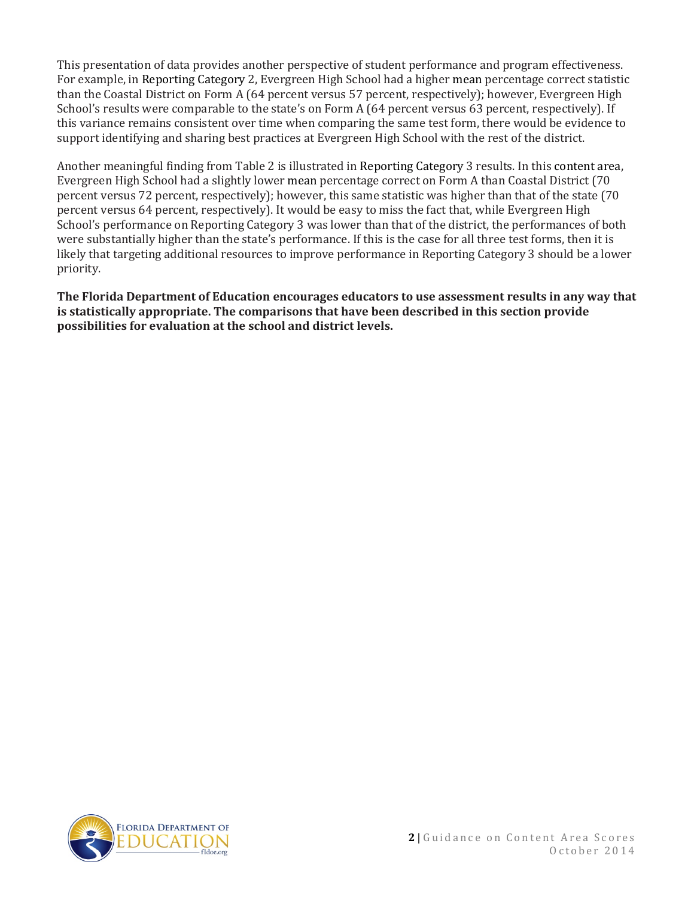This presentation of data provides another perspective of student performance and program effectiveness. For example, in Reporting Category 2, Evergreen High School had a higher mean percentage correct statistic than the Coastal District on Form A (64 percent versus 57 percent, respectively); however, Evergreen High School's results were comparable to the state's on Form A (64 percent versus 63 percent, respectively). If this variance remains consistent over time when comparing the same test form, there would be evidence to support identifying and sharing best practices at Evergreen High School with the rest of the district.

Another meaningful finding from Table 2 is illustrated in Reporting Category 3 results. In this content area, Evergreen High School had a slightly lower mean percentage correct on Form A than Coastal District (70 percent versus 72 percent, respectively); however, this same statistic was higher than that of the state (70 percent versus 64 percent, respectively). It would be easy to miss the fact that, while Evergreen High School's performance on Reporting Category 3 was lower than that of the district, the performances of both were substantially higher than the state's performance. If this is the case for all three test forms, then it is likely that targeting additional resources to improve performance in Reporting Category 3 should be a lower priority.

**The Florida Department of Education encourages educators to use assessment results in any way that is statistically appropriate. The comparisons that have been described in this section provide possibilities for evaluation at the school and district levels.**